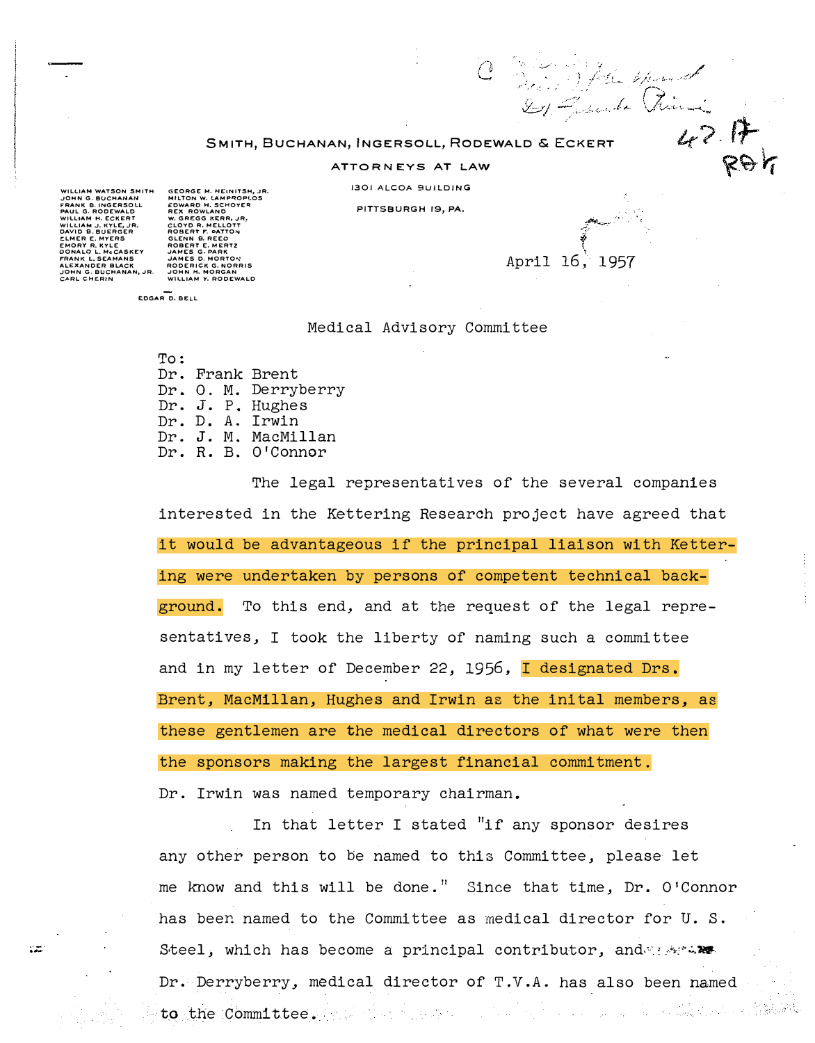SMITH, BUCHANAN, INGERSOLL, RODEWALD & ECKERT

ATTORNEYS AT LAW

1301 ALCOA BUILDING

PITTSBURGH 19, PA.

WILLIAM WATSON SMITH
JOHN G. BUCHANAN
FRANK B. INGERSOLL
PAUL G. RODEWALD
WILLIAM H. ECKERT
WILLIAM J. KYLE, JR.
DAVID B. BUERGER
ELMER E. MYERS
EMORY R. KYLE
DONALD L. McCASKEY
FRANK L. SEAMANS
ALEXANDER BLACK
JOHN G. BUCHANAN, JR.
CARL CHERIN

GEORGE M. HEINITSH, JR.
MILTON W. LAMPROPLOS
EDWARD H. SCHOYER
REX ROWLAND
W. GREGG KERR, JR.
CLOYD R. MELLOTT
ROBERT F. PATTON
GLENN B. REED
ROBERT E. MERTZ
JAMES G. PARK
JAMES D. MORTON
RODERICK G. NORRIS
JOHN H. MORGAN
WILLIAM Y. RODEWALD

EDGAR D. BELL

April 16, 1957

Medical Advisory Committee

To:
Dr. Frank Brent
Dr. O. M. Derryberry
Dr. J. P. Hughes
Dr. D. A. Irwin
Dr. J. M. MacMillan
Dr. R. B. O'Connor

The legal representatives of the several companies interested in the Kettering Research project have agreed that it would be advantageous if the principal liaison with Kettering were undertaken by persons of competent technical background. To this end, and at the request of the legal representatives, I took the liberty of naming such a committee and in my letter of December 22, 1956, I designated Drs. Brent, MacMillan, Hughes and Irwin as the inital members, as these gentlemen are the medical directors of what were then the sponsors making the largest financial commitment. Dr. Irwin was named temporary chairman.

In that letter I stated "if any sponsor desires any other person to be named to this Committee, please let me know and this will be done." Since that time, Dr. O'Connor has been named to the Committee as medical director for U. S. Steel, which has become a principal contributor, and Dr. Derryberry, medical director of T.V.A. has also been named to the Committee.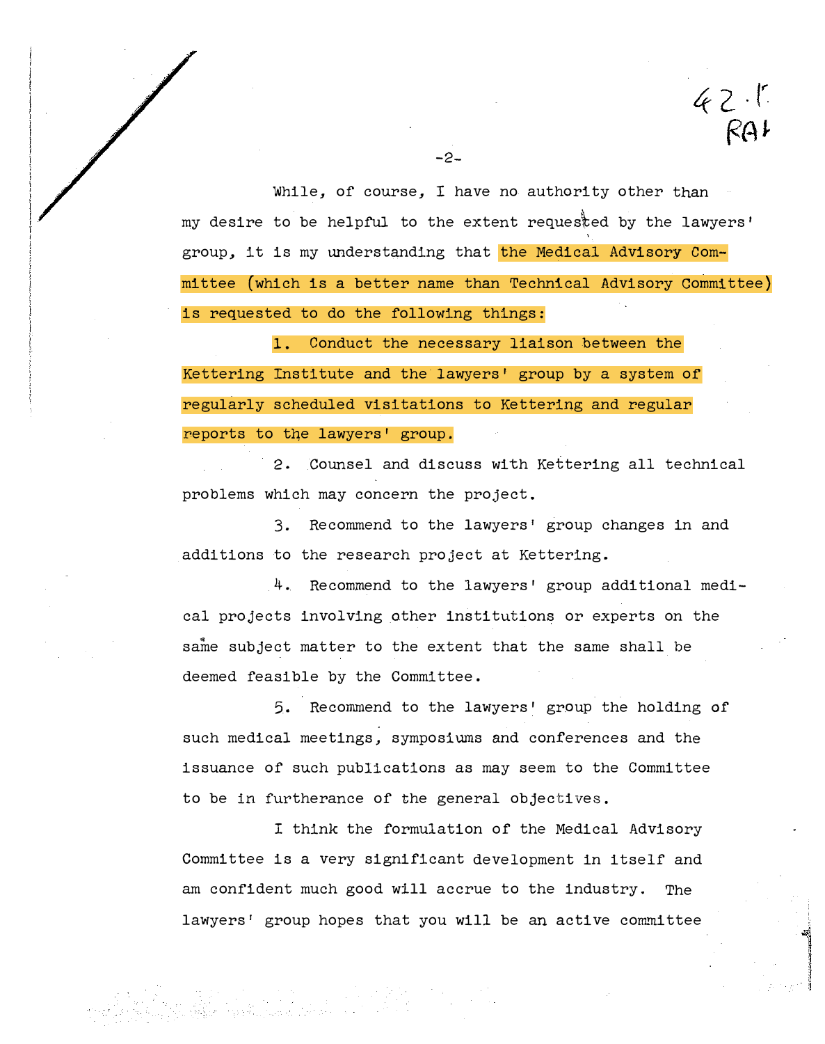While, of course, I have no authority other than my desire to be helpful to the extent requested by the lawyers' group, it is my understanding that the Medical Advisory Committee (which is a better name than Technical Advisory Committee) is requested to do the following things:

1. Conduct the necessary liaison between the Kettering Institute and the lawyers' group by a system of regularly scheduled visitations to Kettering and regular reports to the lawyers' group.

2. Counsel and discuss with Kettering all technical problems which may concern the project.

3. Recommend to the lawyers' group changes in and additions to the research project at Kettering.

4. Recommend to the lawyers' group additional medical projects involving other institutions or experts on the same subject matter to the extent that the same shall be deemed feasible by the Committee.

5. Recommend to the lawyers' group the holding of such medical meetings, symposiums and conferences and the issuance of such publications as may seem to the Committee to be in furtherance of the general objectives.

I think the formulation of the Medical Advisory Committee is a very significant development in itself and am confident much good will accrue to the industry. The lawyers' group hopes that you will be an active committee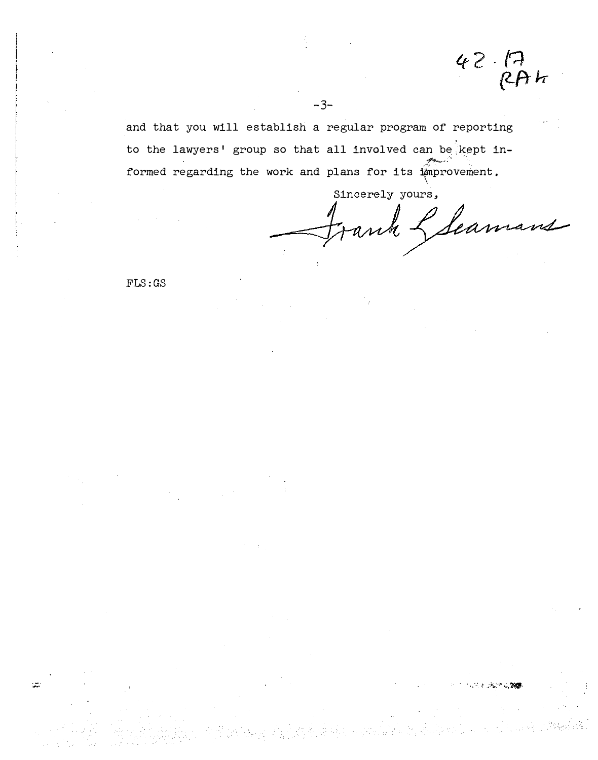42.17
RAK

and that you will establish a regular program of reporting to the lawyers' group so that all involved can be kept informed regarding the work and plans for its improvement.

Sincerely yours,

Frank L Seamans

FLS:GS